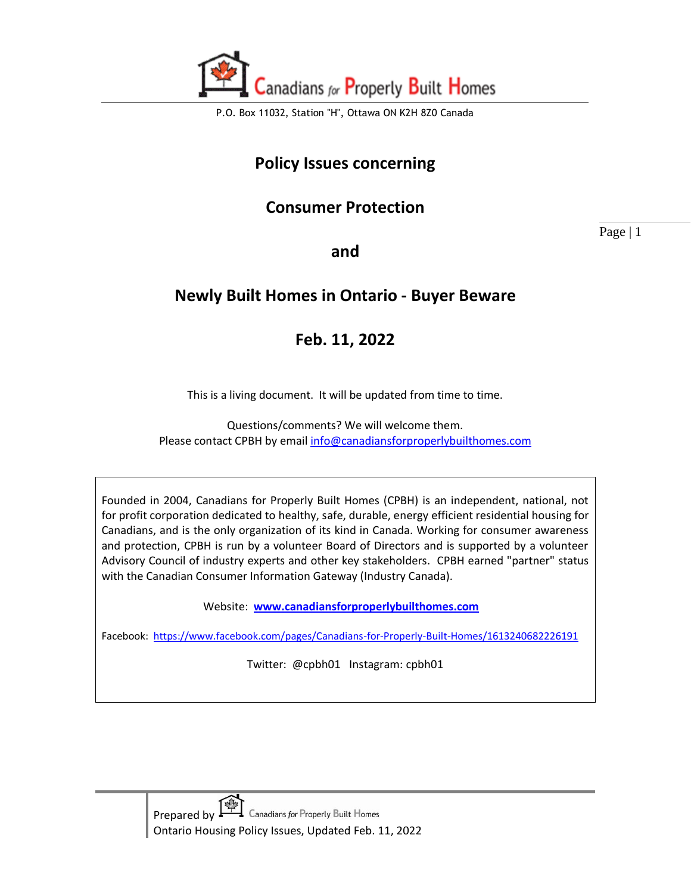Canadians for Properly Built Homes

P.O. Box 11032, Station "H", Ottawa ON K2H 8Z0 Canada

# Policy Issues concerning

# Consumer Protection

# and

# Newly Built Homes in Ontario - Buyer Beware

# Feb. 11, 2022

This is a living document. It will be updated from time to time.

Questions/comments? We will welcome them.
Please contact CPBH by email info@canadiansforproperlybuilthomes.com

Founded in 2004, Canadians for Properly Built Homes (CPBH) is an independent, national, not for profit corporation dedicated to healthy, safe, durable, energy efficient residential housing for Canadians, and is the only organization of its kind in Canada. Working for consumer awareness and protection, CPBH is run by a volunteer Board of Directors and is supported by a volunteer Advisory Council of industry experts and other key stakeholders. CPBH earned "partner" status with the Canadian Consumer Information Gateway (Industry Canada).

Website: **www.canadiansforproperlybuilthomes.com**

Facebook: https://www.facebook.com/pages/Canadians-for-Properly-Built-Homes/1613240682226191

Twitter: @cpbh01 Instagram: cpbh01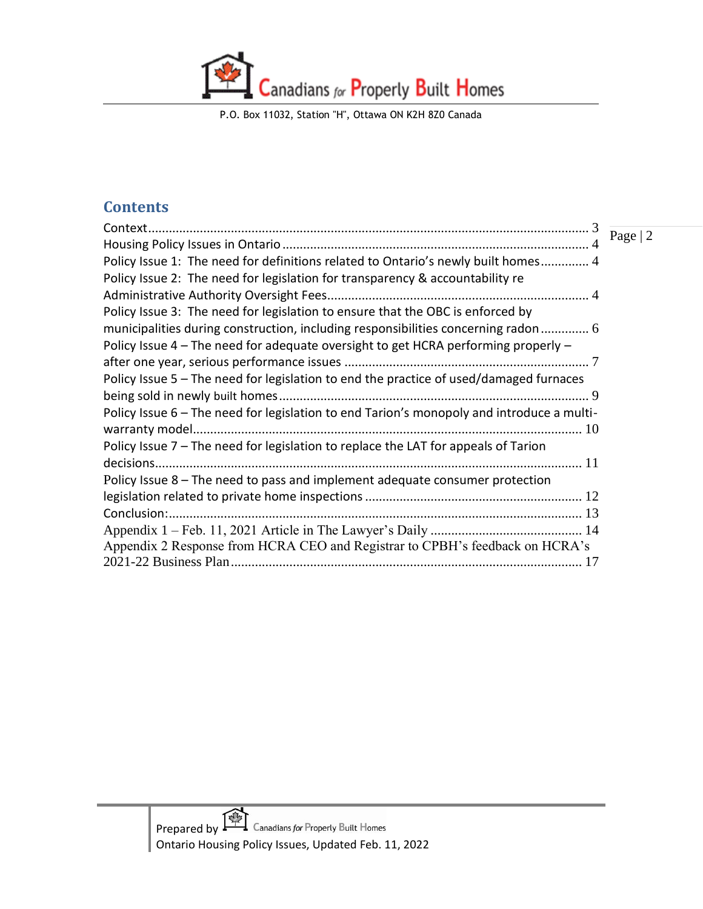## Contents

Context .......................................................................................................... 3
Housing Policy Issues in Ontario ..................................................................... 4
Policy Issue 1: The need for definitions related to Ontario's newly built homes ............. 4
Policy Issue 2: The need for legislation for transparency & accountability re Administrative Authority Oversight Fees ............................................................. 4
Policy Issue 3: The need for legislation to ensure that the OBC is enforced by municipalities during construction, including responsibilities concerning radon ............. 6
Policy Issue 4 – The need for adequate oversight to get HCRA performing properly – after one year, serious performance issues ........................................................ 7
Policy Issue 5 – The need for legislation to end the practice of used/damaged furnaces being sold in newly built homes ..................................................................... 9
Policy Issue 6 – The need for legislation to end Tarion's monopoly and introduce a multi-warranty model ................................................................................................ 10
Policy Issue 7 – The need for legislation to replace the LAT for appeals of Tarion decisions ........................................................................................................ 11
Policy Issue 8 – The need to pass and implement adequate consumer protection legislation related to private home inspections .............................................. 12
Conclusion: ...................................................................................................... 13
Appendix 1 – Feb. 11, 2021 Article in The Lawyer's Daily ........................................... 14
Appendix 2 Response from HCRA CEO and Registrar to CPBH's feedback on HCRA's 2021-22 Business Plan ................................................................................... 17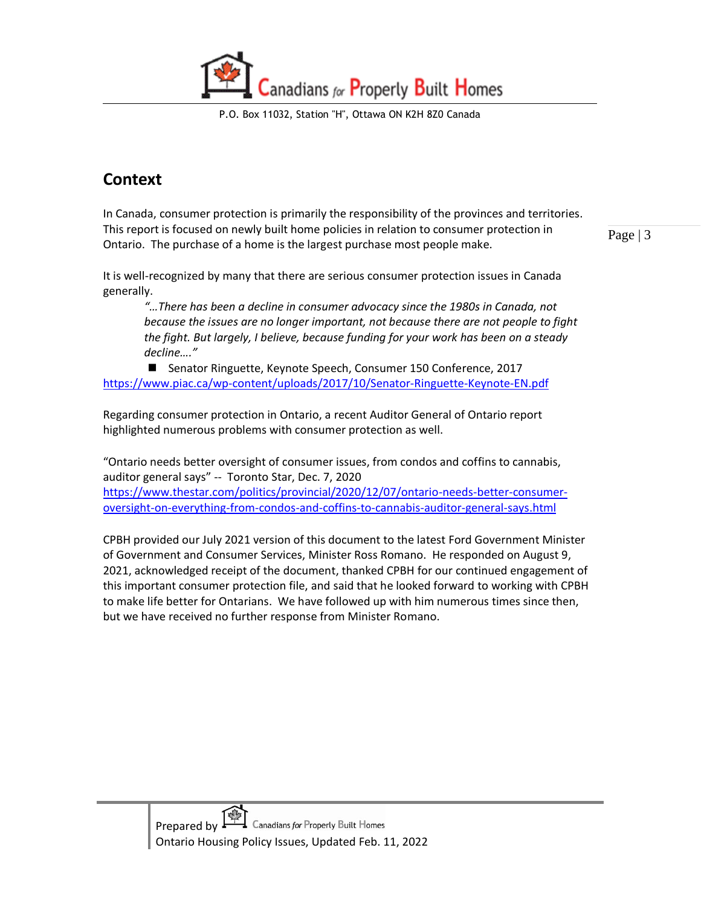## Context

In Canada, consumer protection is primarily the responsibility of the provinces and territories. This report is focused on newly built home policies in relation to consumer protection in Ontario. The purchase of a home is the largest purchase most people make.

It is well-recognized by many that there are serious consumer protection issues in Canada generally.

> *"…There has been a decline in consumer advocacy since the 1980s in Canada, not because the issues are no longer important, not because there are not people to fight the fight. But largely, I believe, because funding for your work has been on a steady decline…."*
>
> - Senator Ringuette, Keynote Speech, Consumer 150 Conference, 2017

https://www.piac.ca/wp-content/uploads/2017/10/Senator-Ringuette-Keynote-EN.pdf

Regarding consumer protection in Ontario, a recent Auditor General of Ontario report highlighted numerous problems with consumer protection as well.

"Ontario needs better oversight of consumer issues, from condos and coffins to cannabis, auditor general says" -- Toronto Star, Dec. 7, 2020
https://www.thestar.com/politics/provincial/2020/12/07/ontario-needs-better-consumer-oversight-on-everything-from-condos-and-coffins-to-cannabis-auditor-general-says.html

CPBH provided our July 2021 version of this document to the latest Ford Government Minister of Government and Consumer Services, Minister Ross Romano. He responded on August 9, 2021, acknowledged receipt of the document, thanked CPBH for our continued engagement of this important consumer protection file, and said that he looked forward to working with CPBH to make life better for Ontarians. We have followed up with him numerous times since then, but we have received no further response from Minister Romano.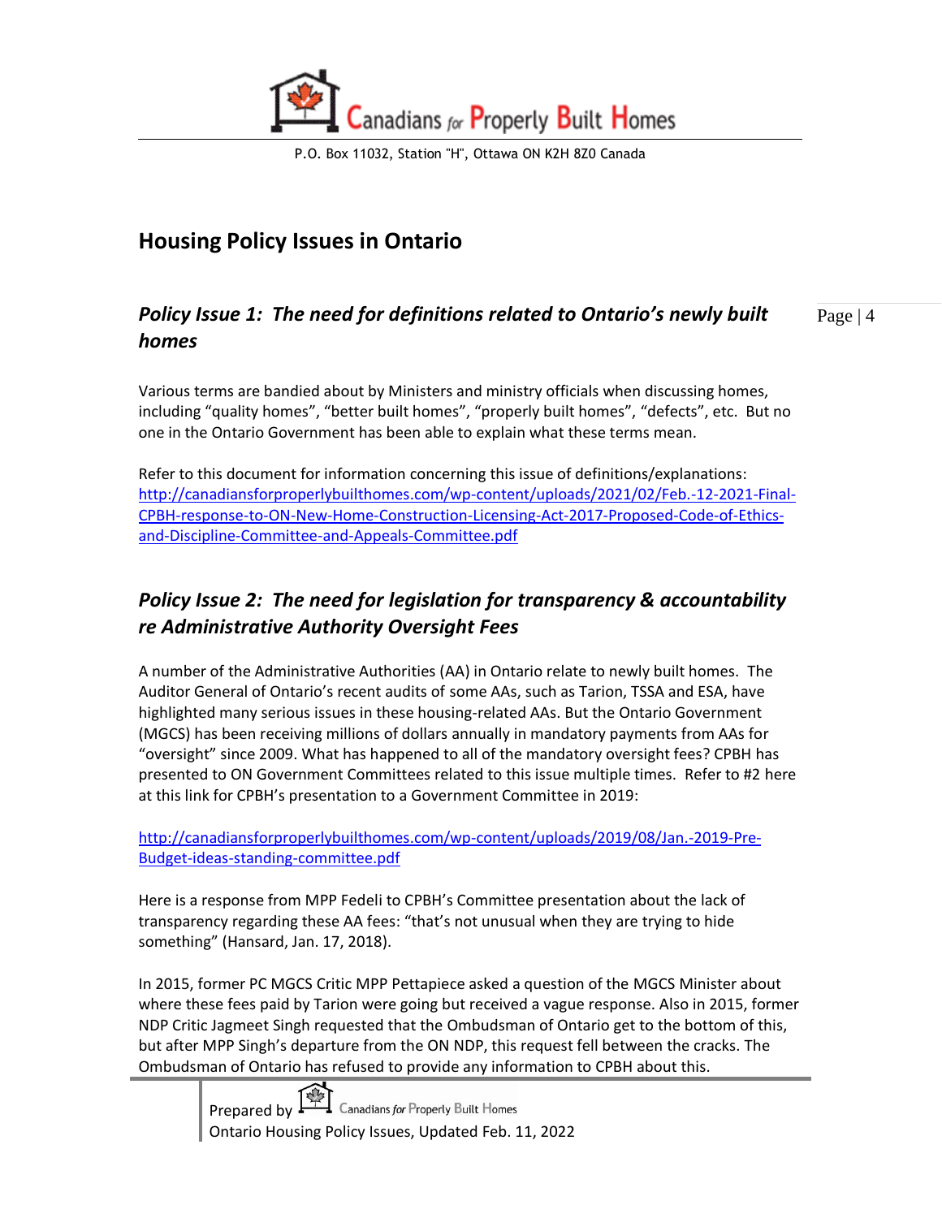# Housing Policy Issues in Ontario

## *Policy Issue 1: The need for definitions related to Ontario's newly built homes*

Various terms are bandied about by Ministers and ministry officials when discussing homes, including "quality homes", "better built homes", "properly built homes", "defects", etc. But no one in the Ontario Government has been able to explain what these terms mean.

Refer to this document for information concerning this issue of definitions/explanations: http://canadiansforproperlybuilthomes.com/wp-content/uploads/2021/02/Feb.-12-2021-Final-CPBH-response-to-ON-New-Home-Construction-Licensing-Act-2017-Proposed-Code-of-Ethics-and-Discipline-Committee-and-Appeals-Committee.pdf

## *Policy Issue 2: The need for legislation for transparency & accountability re Administrative Authority Oversight Fees*

A number of the Administrative Authorities (AA) in Ontario relate to newly built homes. The Auditor General of Ontario's recent audits of some AAs, such as Tarion, TSSA and ESA, have highlighted many serious issues in these housing-related AAs. But the Ontario Government (MGCS) has been receiving millions of dollars annually in mandatory payments from AAs for "oversight" since 2009. What has happened to all of the mandatory oversight fees? CPBH has presented to ON Government Committees related to this issue multiple times. Refer to #2 here at this link for CPBH's presentation to a Government Committee in 2019:

http://canadiansforproperlybuilthomes.com/wp-content/uploads/2019/08/Jan.-2019-Pre-Budget-ideas-standing-committee.pdf

Here is a response from MPP Fedeli to CPBH's Committee presentation about the lack of transparency regarding these AA fees: "that's not unusual when they are trying to hide something" (Hansard, Jan. 17, 2018).

In 2015, former PC MGCS Critic MPP Pettapiece asked a question of the MGCS Minister about where these fees paid by Tarion were going but received a vague response. Also in 2015, former NDP Critic Jagmeet Singh requested that the Ombudsman of Ontario get to the bottom of this, but after MPP Singh's departure from the ON NDP, this request fell between the cracks. The Ombudsman of Ontario has refused to provide any information to CPBH about this.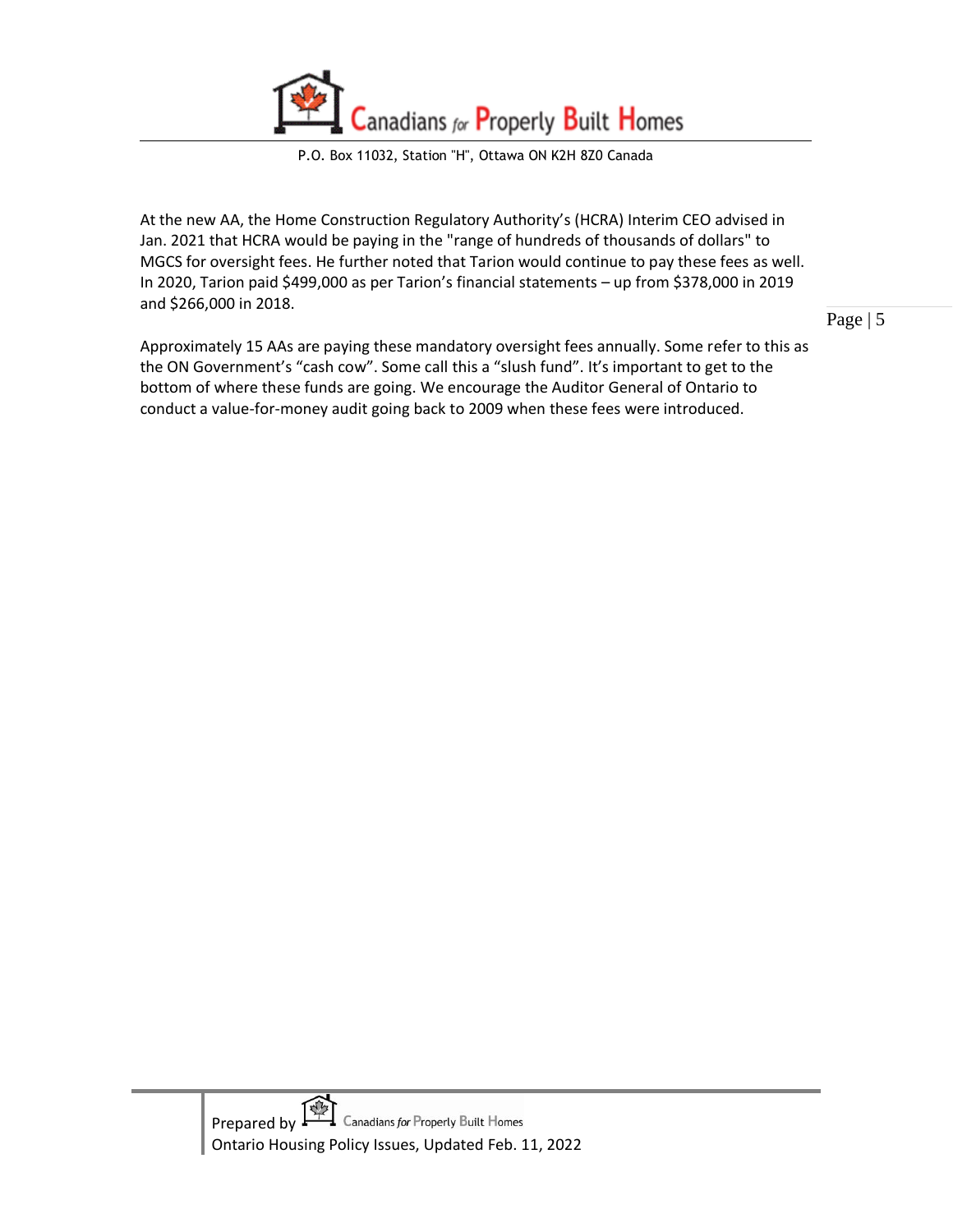At the new AA, the Home Construction Regulatory Authority's (HCRA) Interim CEO advised in Jan. 2021 that HCRA would be paying in the "range of hundreds of thousands of dollars" to MGCS for oversight fees. He further noted that Tarion would continue to pay these fees as well. In 2020, Tarion paid $499,000 as per Tarion's financial statements – up from $378,000 in 2019 and $266,000 in 2018.

Approximately 15 AAs are paying these mandatory oversight fees annually. Some refer to this as the ON Government's "cash cow". Some call this a "slush fund". It's important to get to the bottom of where these funds are going. We encourage the Auditor General of Ontario to conduct a value-for-money audit going back to 2009 when these fees were introduced.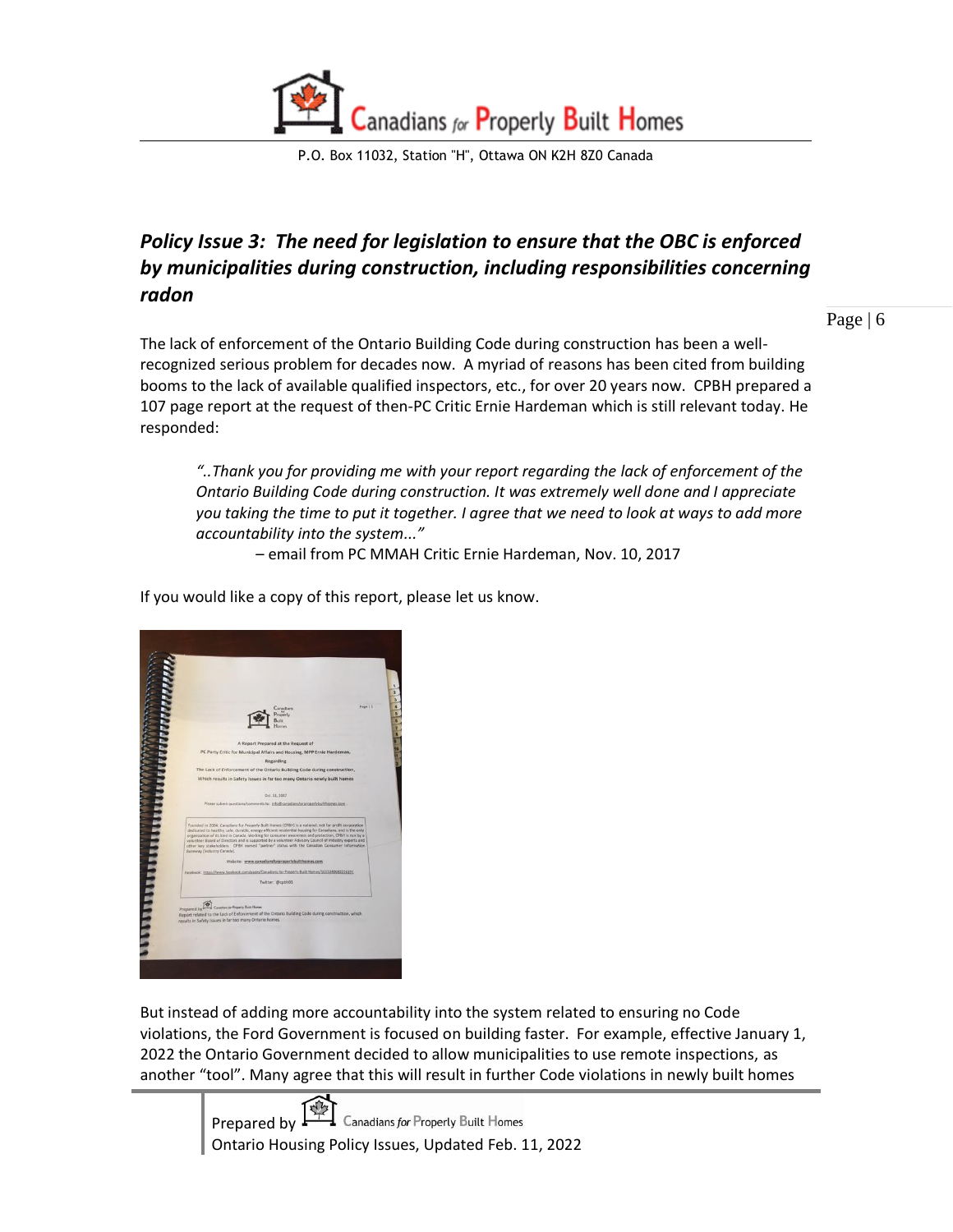## *Policy Issue 3: The need for legislation to ensure that the OBC is enforced by municipalities during construction, including responsibilities concerning radon*

The lack of enforcement of the Ontario Building Code during construction has been a well-recognized serious problem for decades now. A myriad of reasons has been cited from building booms to the lack of available qualified inspectors, etc., for over 20 years now. CPBH prepared a 107 page report at the request of then-PC Critic Ernie Hardeman which is still relevant today. He responded:

> *"..Thank you for providing me with your report regarding the lack of enforcement of the Ontario Building Code during construction. It was extremely well done and I appreciate you taking the time to put it together. I agree that we need to look at ways to add more accountability into the system..."*
>
> – email from PC MMAH Critic Ernie Hardeman, Nov. 10, 2017

If you would like a copy of this report, please let us know.

But instead of adding more accountability into the system related to ensuring no Code violations, the Ford Government is focused on building faster. For example, effective January 1, 2022 the Ontario Government decided to allow municipalities to use remote inspections, as another "tool". Many agree that this will result in further Code violations in newly built homes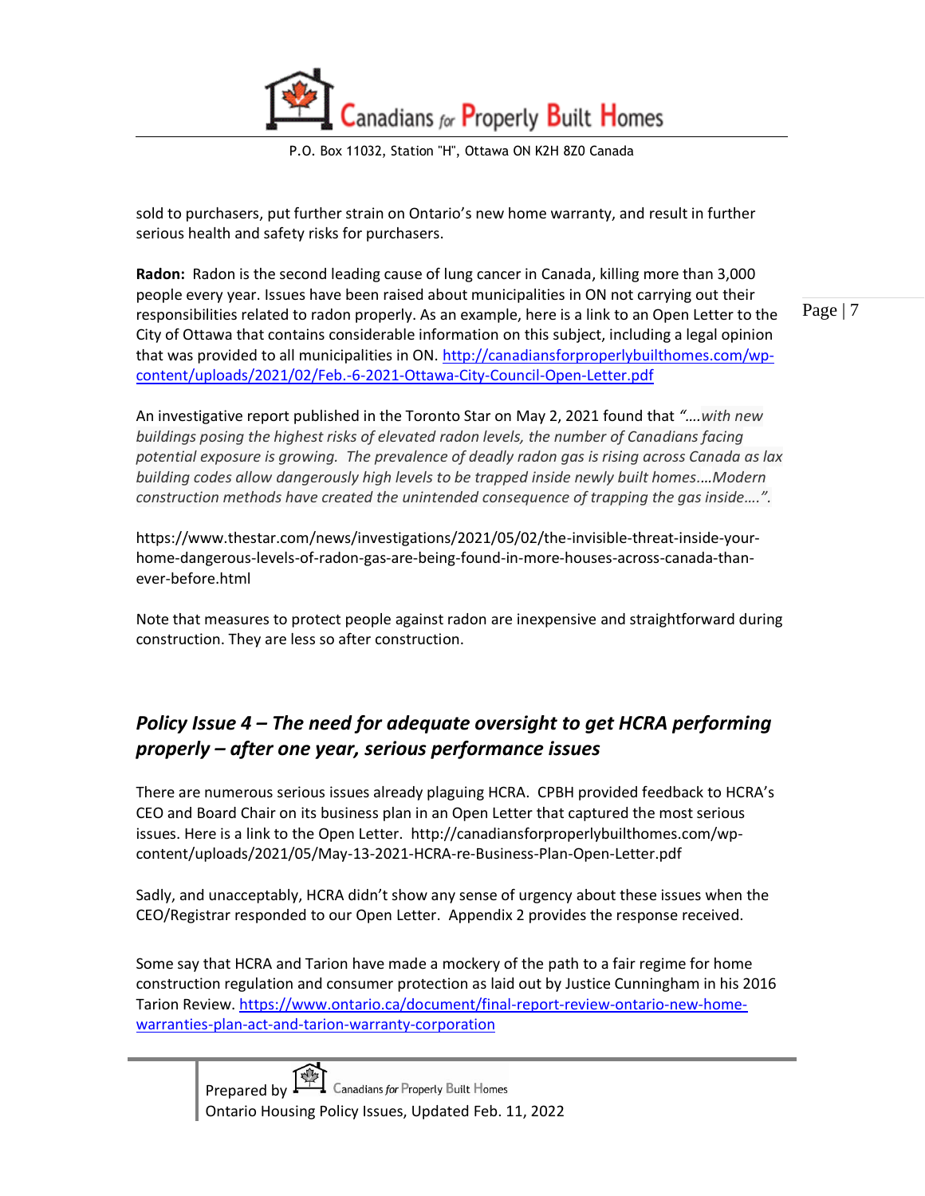sold to purchasers, put further strain on Ontario's new home warranty, and result in further serious health and safety risks for purchasers.

**Radon:** Radon is the second leading cause of lung cancer in Canada, killing more than 3,000 people every year. Issues have been raised about municipalities in ON not carrying out their responsibilities related to radon properly. As an example, here is a link to an Open Letter to the City of Ottawa that contains considerable information on this subject, including a legal opinion that was provided to all municipalities in ON. http://canadiansforproperlybuilthomes.com/wp-content/uploads/2021/02/Feb.-6-2021-Ottawa-City-Council-Open-Letter.pdf

An investigative report published in the Toronto Star on May 2, 2021 found that *"….with new buildings posing the highest risks of elevated radon levels, the number of Canadians facing potential exposure is growing. The prevalence of deadly radon gas is rising across Canada as lax building codes allow dangerously high levels to be trapped inside newly built homes.…Modern construction methods have created the unintended consequence of trapping the gas inside….".*

https://www.thestar.com/news/investigations/2021/05/02/the-invisible-threat-inside-your-home-dangerous-levels-of-radon-gas-are-being-found-in-more-houses-across-canada-than-ever-before.html

Note that measures to protect people against radon are inexpensive and straightforward during construction. They are less so after construction.

## *Policy Issue 4 – The need for adequate oversight to get HCRA performing properly – after one year, serious performance issues*

There are numerous serious issues already plaguing HCRA. CPBH provided feedback to HCRA's CEO and Board Chair on its business plan in an Open Letter that captured the most serious issues. Here is a link to the Open Letter. http://canadiansforproperlybuilthomes.com/wp-content/uploads/2021/05/May-13-2021-HCRA-re-Business-Plan-Open-Letter.pdf

Sadly, and unacceptably, HCRA didn't show any sense of urgency about these issues when the CEO/Registrar responded to our Open Letter. Appendix 2 provides the response received.

Some say that HCRA and Tarion have made a mockery of the path to a fair regime for home construction regulation and consumer protection as laid out by Justice Cunningham in his 2016 Tarion Review. https://www.ontario.ca/document/final-report-review-ontario-new-home-warranties-plan-act-and-tarion-warranty-corporation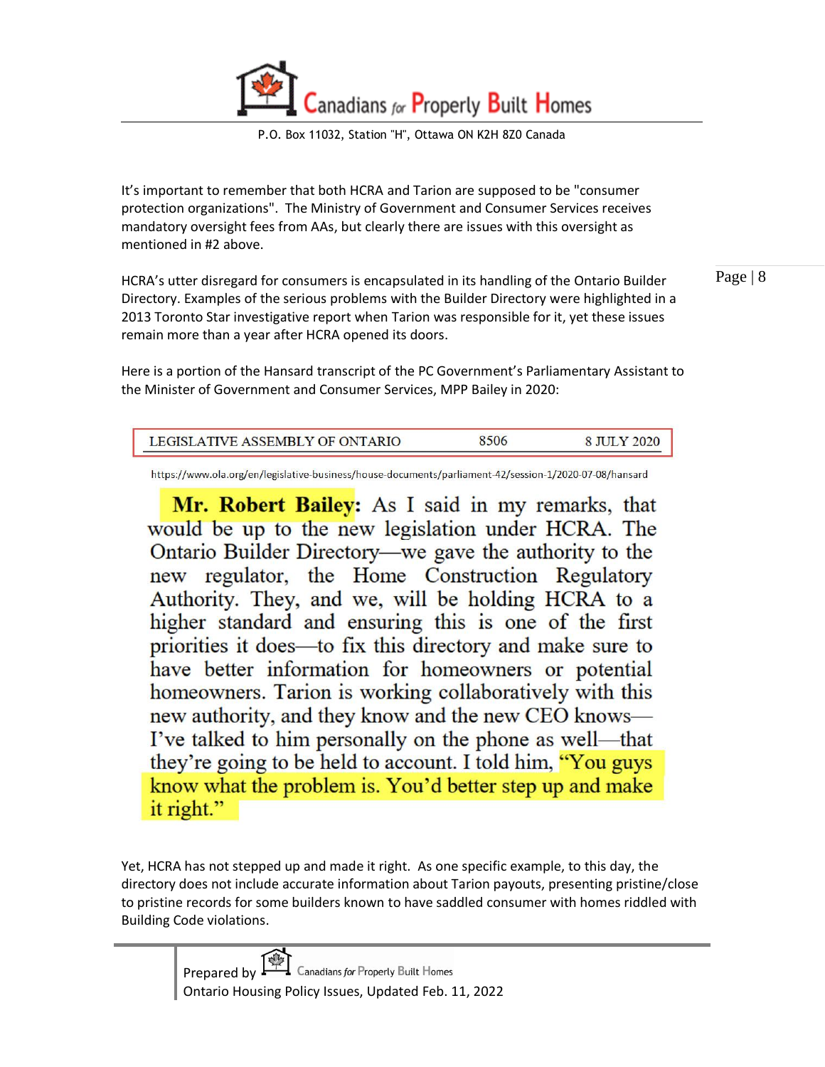It's important to remember that both HCRA and Tarion are supposed to be "consumer protection organizations". The Ministry of Government and Consumer Services receives mandatory oversight fees from AAs, but clearly there are issues with this oversight as mentioned in #2 above.

HCRA's utter disregard for consumers is encapsulated in its handling of the Ontario Builder Directory. Examples of the serious problems with the Builder Directory were highlighted in a 2013 Toronto Star investigative report when Tarion was responsible for it, yet these issues remain more than a year after HCRA opened its doors.

Here is a portion of the Hansard transcript of the PC Government's Parliamentary Assistant to the Minister of Government and Consumer Services, MPP Bailey in 2020:

| LEGISLATIVE ASSEMBLY OF ONTARIO | 8506 | 8 JULY 2020 |
|---|---|---|

https://www.ola.org/en/legislative-business/house-documents/parliament-42/session-1/2020-07-08/hansard

> **Mr. Robert Bailey:** As I said in my remarks, that would be up to the new legislation under HCRA. The Ontario Builder Directory—we gave the authority to the new regulator, the Home Construction Regulatory Authority. They, and we, will be holding HCRA to a higher standard and ensuring this is one of the first priorities it does—to fix this directory and make sure to have better information for homeowners or potential homeowners. Tarion is working collaboratively with this new authority, and they know and the new CEO knows—I've talked to him personally on the phone as well—that they're going to be held to account. I told him, "You guys know what the problem is. You'd better step up and make it right."

Yet, HCRA has not stepped up and made it right. As one specific example, to this day, the directory does not include accurate information about Tarion payouts, presenting pristine/close to pristine records for some builders known to have saddled consumer with homes riddled with Building Code violations.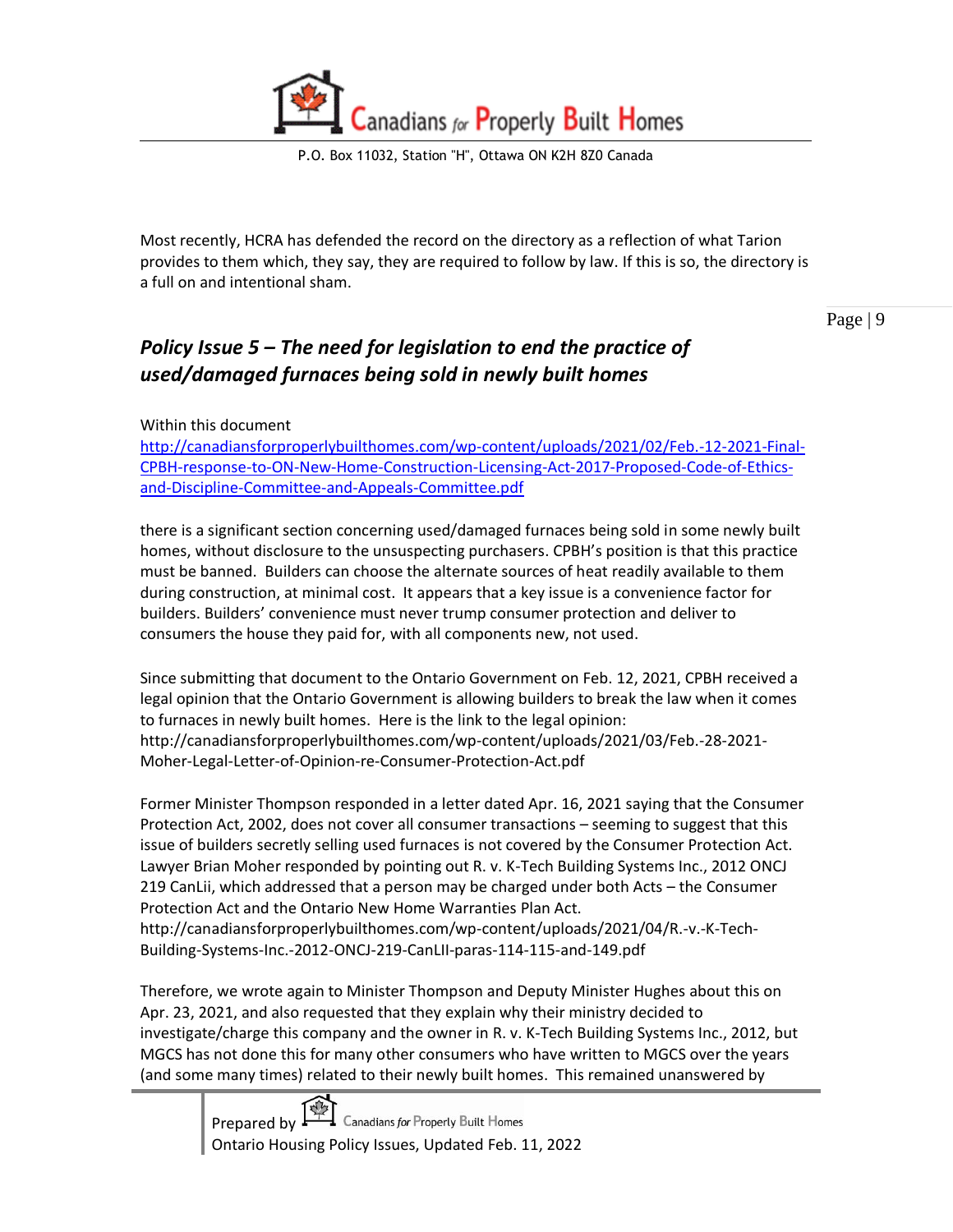Most recently, HCRA has defended the record on the directory as a reflection of what Tarion provides to them which, they say, they are required to follow by law. If this is so, the directory is a full on and intentional sham.

## *Policy Issue 5 – The need for legislation to end the practice of used/damaged furnaces being sold in newly built homes*

Within this document
[http://canadiansforproperlybuilthomes.com/wp-content/uploads/2021/02/Feb.-12-2021-Final-CPBH-response-to-ON-New-Home-Construction-Licensing-Act-2017-Proposed-Code-of-Ethics-and-Discipline-Committee-and-Appeals-Committee.pdf](http://canadiansforproperlybuilthomes.com/wp-content/uploads/2021/02/Feb.-12-2021-Final-CPBH-response-to-ON-New-Home-Construction-Licensing-Act-2017-Proposed-Code-of-Ethics-and-Discipline-Committee-and-Appeals-Committee.pdf)

there is a significant section concerning used/damaged furnaces being sold in some newly built homes, without disclosure to the unsuspecting purchasers. CPBH's position is that this practice must be banned. Builders can choose the alternate sources of heat readily available to them during construction, at minimal cost. It appears that a key issue is a convenience factor for builders. Builders' convenience must never trump consumer protection and deliver to consumers the house they paid for, with all components new, not used.

Since submitting that document to the Ontario Government on Feb. 12, 2021, CPBH received a legal opinion that the Ontario Government is allowing builders to break the law when it comes to furnaces in newly built homes. Here is the link to the legal opinion:
http://canadiansforproperlybuilthomes.com/wp-content/uploads/2021/03/Feb.-28-2021-Moher-Legal-Letter-of-Opinion-re-Consumer-Protection-Act.pdf

Former Minister Thompson responded in a letter dated Apr. 16, 2021 saying that the Consumer Protection Act, 2002, does not cover all consumer transactions – seeming to suggest that this issue of builders secretly selling used furnaces is not covered by the Consumer Protection Act. Lawyer Brian Moher responded by pointing out R. v. K-Tech Building Systems Inc., 2012 ONCJ 219 CanLii, which addressed that a person may be charged under both Acts – the Consumer Protection Act and the Ontario New Home Warranties Plan Act.
http://canadiansforproperlybuilthomes.com/wp-content/uploads/2021/04/R.-v.-K-Tech-Building-Systems-Inc.-2012-ONCJ-219-CanLII-paras-114-115-and-149.pdf

Therefore, we wrote again to Minister Thompson and Deputy Minister Hughes about this on Apr. 23, 2021, and also requested that they explain why their ministry decided to investigate/charge this company and the owner in R. v. K-Tech Building Systems Inc., 2012, but MGCS has not done this for many other consumers who have written to MGCS over the years (and some many times) related to their newly built homes. This remained unanswered by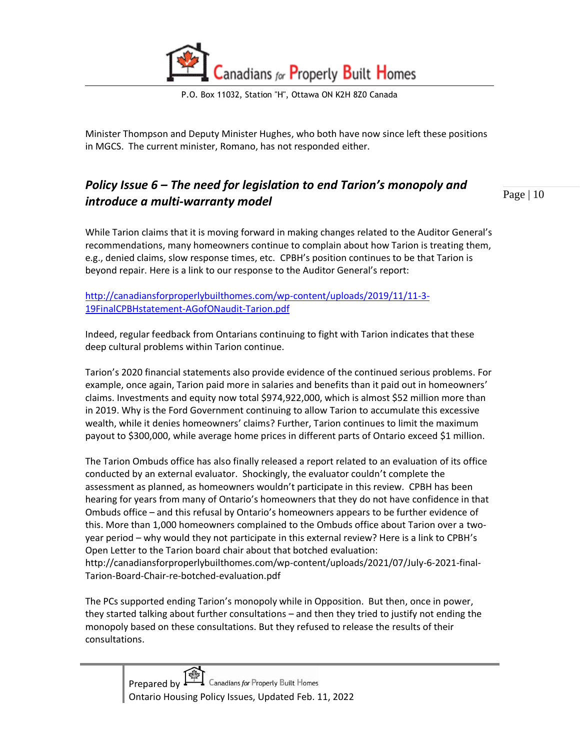Minister Thompson and Deputy Minister Hughes, who both have now since left these positions in MGCS. The current minister, Romano, has not responded either.

## *Policy Issue 6 – The need for legislation to end Tarion's monopoly and introduce a multi-warranty model*

While Tarion claims that it is moving forward in making changes related to the Auditor General's recommendations, many homeowners continue to complain about how Tarion is treating them, e.g., denied claims, slow response times, etc. CPBH's position continues to be that Tarion is beyond repair. Here is a link to our response to the Auditor General's report:

http://canadiansforproperlybuilthomes.com/wp-content/uploads/2019/11/11-3-19FinalCPBHstatement-AGofONaudit-Tarion.pdf

Indeed, regular feedback from Ontarians continuing to fight with Tarion indicates that these deep cultural problems within Tarion continue.

Tarion's 2020 financial statements also provide evidence of the continued serious problems. For example, once again, Tarion paid more in salaries and benefits than it paid out in homeowners' claims. Investments and equity now total $974,922,000, which is almost $52 million more than in 2019. Why is the Ford Government continuing to allow Tarion to accumulate this excessive wealth, while it denies homeowners' claims? Further, Tarion continues to limit the maximum payout to $300,000, while average home prices in different parts of Ontario exceed $1 million.

The Tarion Ombuds office has also finally released a report related to an evaluation of its office conducted by an external evaluator. Shockingly, the evaluator couldn't complete the assessment as planned, as homeowners wouldn't participate in this review. CPBH has been hearing for years from many of Ontario's homeowners that they do not have confidence in that Ombuds office – and this refusal by Ontario's homeowners appears to be further evidence of this. More than 1,000 homeowners complained to the Ombuds office about Tarion over a two-year period – why would they not participate in this external review? Here is a link to CPBH's Open Letter to the Tarion board chair about that botched evaluation: http://canadiansforproperlybuilthomes.com/wp-content/uploads/2021/07/July-6-2021-final-Tarion-Board-Chair-re-botched-evaluation.pdf

The PCs supported ending Tarion's monopoly while in Opposition. But then, once in power, they started talking about further consultations – and then they tried to justify not ending the monopoly based on these consultations. But they refused to release the results of their consultations.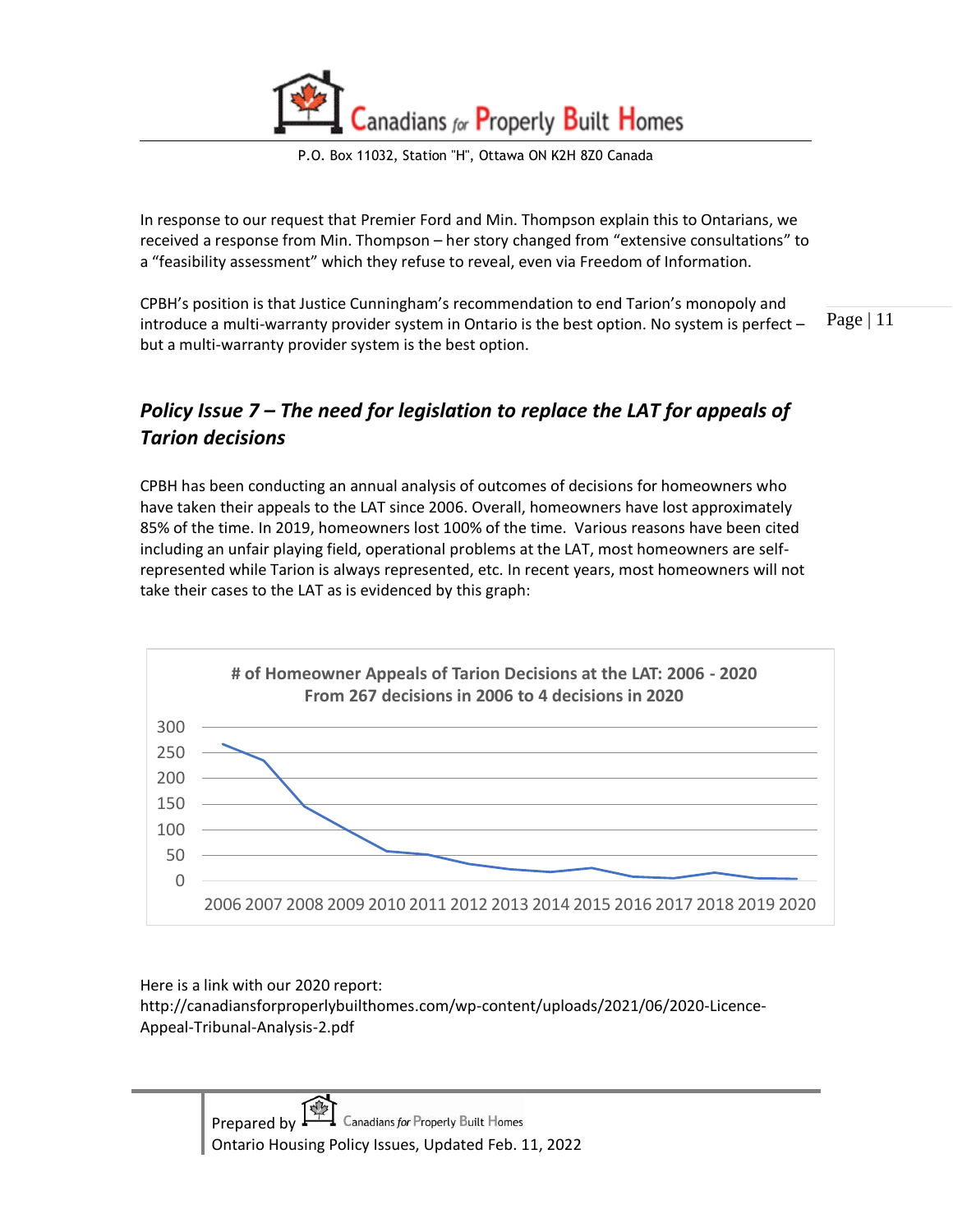In response to our request that Premier Ford and Min. Thompson explain this to Ontarians, we received a response from Min. Thompson – her story changed from "extensive consultations" to a "feasibility assessment" which they refuse to reveal, even via Freedom of Information.

CPBH's position is that Justice Cunningham's recommendation to end Tarion's monopoly and introduce a multi-warranty provider system in Ontario is the best option. No system is perfect – but a multi-warranty provider system is the best option.

## *Policy Issue 7 – The need for legislation to replace the LAT for appeals of Tarion decisions*

CPBH has been conducting an annual analysis of outcomes of decisions for homeowners who have taken their appeals to the LAT since 2006. Overall, homeowners have lost approximately 85% of the time. In 2019, homeowners lost 100% of the time. Various reasons have been cited including an unfair playing field, operational problems at the LAT, most homeowners are self-represented while Tarion is always represented, etc. In recent years, most homeowners will not take their cases to the LAT as is evidenced by this graph:

**# of Homeowner Appeals of Tarion Decisions at the LAT: 2006 - 2020**
**From 267 decisions in 2006 to 4 decisions in 2020**

Here is a link with our 2020 report:
http://canadiansforproperlybuilthomes.com/wp-content/uploads/2021/06/2020-Licence-Appeal-Tribunal-Analysis-2.pdf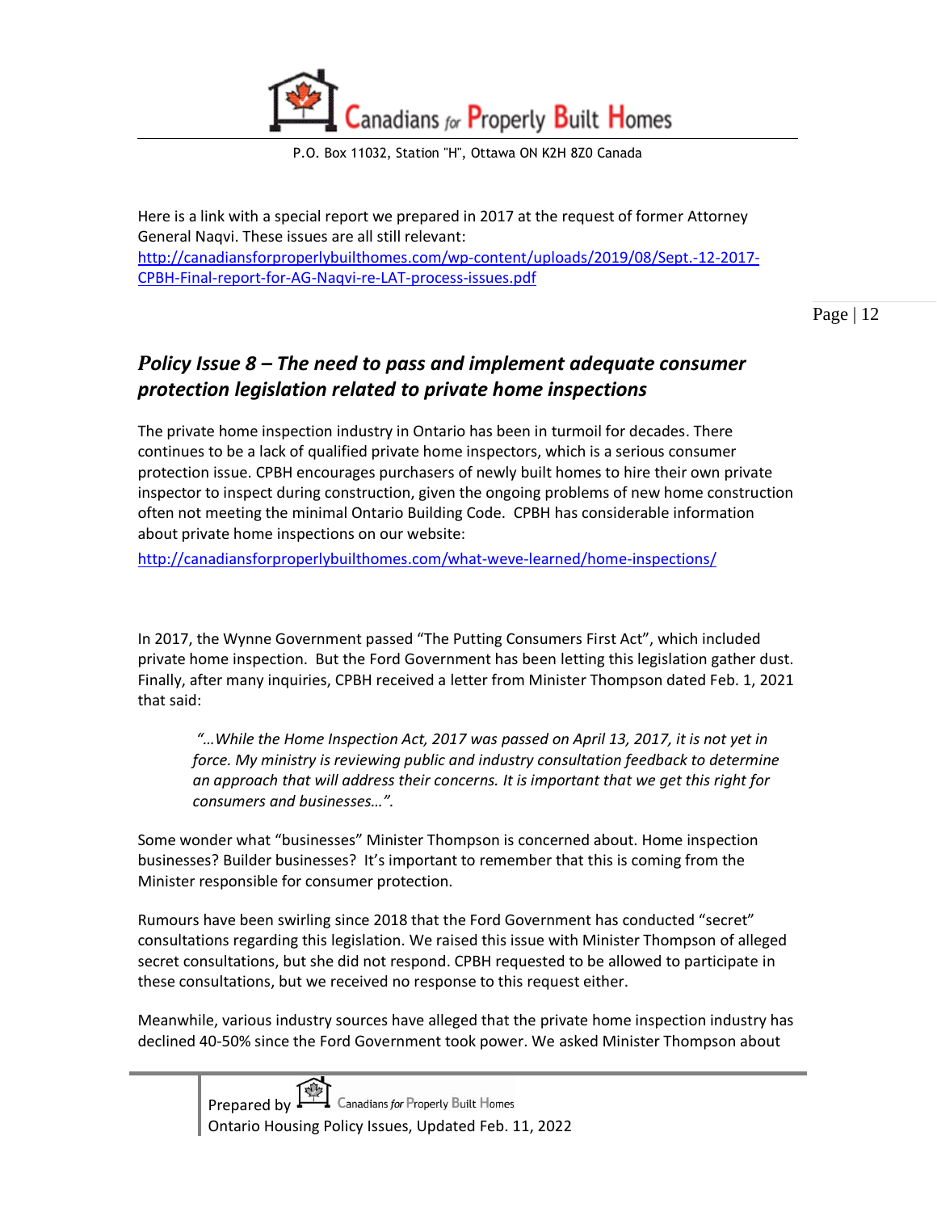Here is a link with a special report we prepared in 2017 at the request of former Attorney General Naqvi. These issues are all still relevant: [http://canadiansforproperlybuilthomes.com/wp-content/uploads/2019/08/Sept.-12-2017-CPBH-Final-report-for-AG-Naqvi-re-LAT-process-issues.pdf](http://canadiansforproperlybuilthomes.com/wp-content/uploads/2019/08/Sept.-12-2017-CPBH-Final-report-for-AG-Naqvi-re-LAT-process-issues.pdf)

## *Policy Issue 8 – The need to pass and implement adequate consumer protection legislation related to private home inspections*

The private home inspection industry in Ontario has been in turmoil for decades. There continues to be a lack of qualified private home inspectors, which is a serious consumer protection issue. CPBH encourages purchasers of newly built homes to hire their own private inspector to inspect during construction, given the ongoing problems of new home construction often not meeting the minimal Ontario Building Code. CPBH has considerable information about private home inspections on our website:

[http://canadiansforproperlybuilthomes.com/what-weve-learned/home-inspections/](http://canadiansforproperlybuilthomes.com/what-weve-learned/home-inspections/)

In 2017, the Wynne Government passed "The Putting Consumers First Act", which included private home inspection. But the Ford Government has been letting this legislation gather dust. Finally, after many inquiries, CPBH received a letter from Minister Thompson dated Feb. 1, 2021 that said:

> *"…While the Home Inspection Act, 2017 was passed on April 13, 2017, it is not yet in force. My ministry is reviewing public and industry consultation feedback to determine an approach that will address their concerns. It is important that we get this right for consumers and businesses…".*

Some wonder what "businesses" Minister Thompson is concerned about. Home inspection businesses? Builder businesses? It's important to remember that this is coming from the Minister responsible for consumer protection.

Rumours have been swirling since 2018 that the Ford Government has conducted "secret" consultations regarding this legislation. We raised this issue with Minister Thompson of alleged secret consultations, but she did not respond. CPBH requested to be allowed to participate in these consultations, but we received no response to this request either.

Meanwhile, various industry sources have alleged that the private home inspection industry has declined 40-50% since the Ford Government took power. We asked Minister Thompson about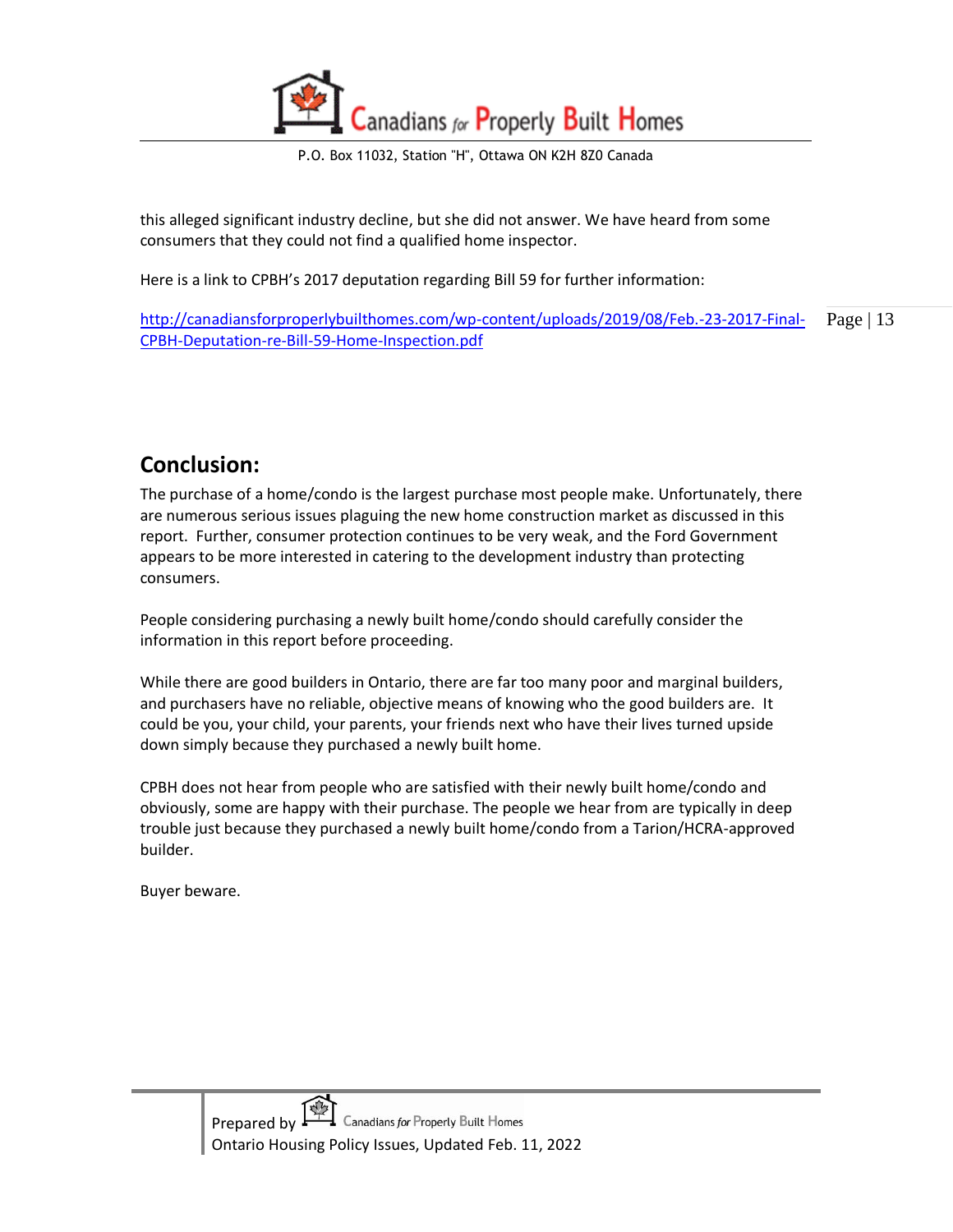this alleged significant industry decline, but she did not answer. We have heard from some consumers that they could not find a qualified home inspector.

Here is a link to CPBH's 2017 deputation regarding Bill 59 for further information:

http://canadiansforproperlybuilthomes.com/wp-content/uploads/2019/08/Feb.-23-2017-Final-CPBH-Deputation-re-Bill-59-Home-Inspection.pdf

## Conclusion:

The purchase of a home/condo is the largest purchase most people make. Unfortunately, there are numerous serious issues plaguing the new home construction market as discussed in this report. Further, consumer protection continues to be very weak, and the Ford Government appears to be more interested in catering to the development industry than protecting consumers.

People considering purchasing a newly built home/condo should carefully consider the information in this report before proceeding.

While there are good builders in Ontario, there are far too many poor and marginal builders, and purchasers have no reliable, objective means of knowing who the good builders are. It could be you, your child, your parents, your friends next who have their lives turned upside down simply because they purchased a newly built home.

CPBH does not hear from people who are satisfied with their newly built home/condo and obviously, some are happy with their purchase. The people we hear from are typically in deep trouble just because they purchased a newly built home/condo from a Tarion/HCRA-approved builder.

Buyer beware.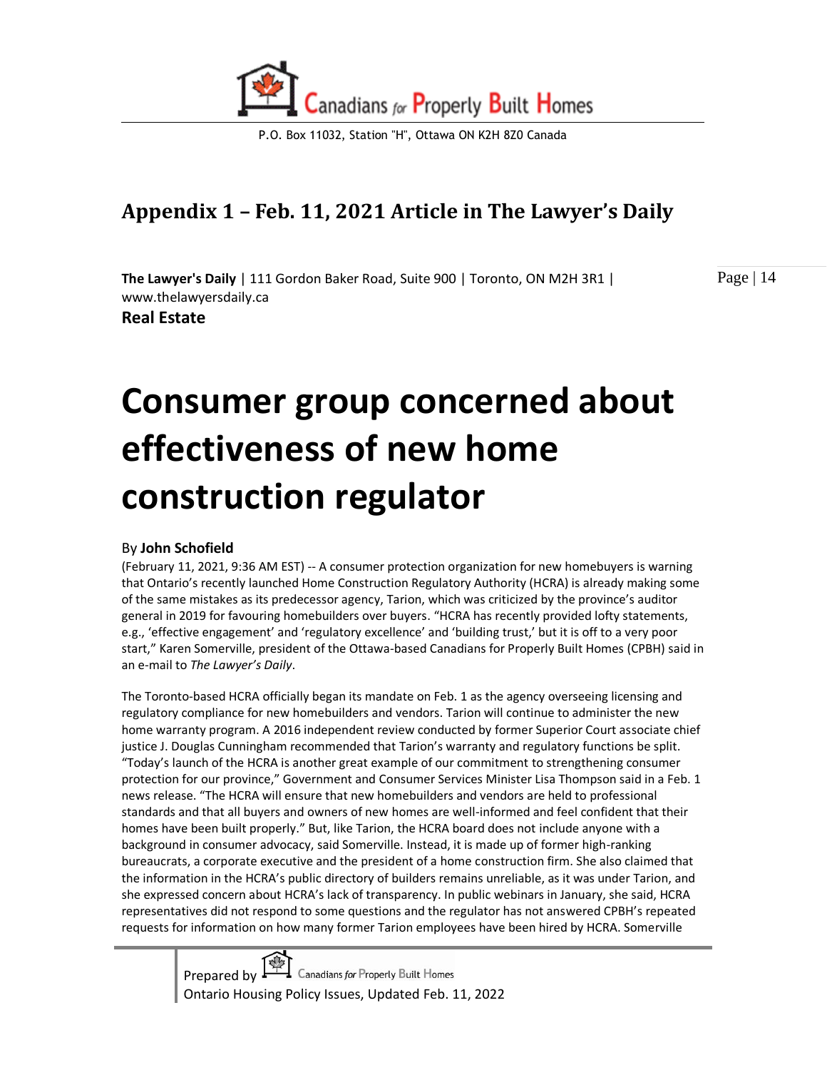## Appendix 1 – Feb. 11, 2021 Article in The Lawyer's Daily

**The Lawyer's Daily** | 111 Gordon Baker Road, Suite 900 | Toronto, ON M2H 3R1 | www.thelawyersdaily.ca

**Real Estate**

# Consumer group concerned about effectiveness of new home construction regulator

By **John Schofield**

(February 11, 2021, 9:36 AM EST) -- A consumer protection organization for new homebuyers is warning that Ontario's recently launched Home Construction Regulatory Authority (HCRA) is already making some of the same mistakes as its predecessor agency, Tarion, which was criticized by the province's auditor general in 2019 for favouring homebuilders over buyers. "HCRA has recently provided lofty statements, e.g., 'effective engagement' and 'regulatory excellence' and 'building trust,' but it is off to a very poor start," Karen Somerville, president of the Ottawa-based Canadians for Properly Built Homes (CPBH) said in an e-mail to *The Lawyer's Daily*.

The Toronto-based HCRA officially began its mandate on Feb. 1 as the agency overseeing licensing and regulatory compliance for new homebuilders and vendors. Tarion will continue to administer the new home warranty program. A 2016 independent review conducted by former Superior Court associate chief justice J. Douglas Cunningham recommended that Tarion's warranty and regulatory functions be split. "Today's launch of the HCRA is another great example of our commitment to strengthening consumer protection for our province," Government and Consumer Services Minister Lisa Thompson said in a Feb. 1 news release. "The HCRA will ensure that new homebuilders and vendors are held to professional standards and that all buyers and owners of new homes are well-informed and feel confident that their homes have been built properly." But, like Tarion, the HCRA board does not include anyone with a background in consumer advocacy, said Somerville. Instead, it is made up of former high-ranking bureaucrats, a corporate executive and the president of a home construction firm. She also claimed that the information in the HCRA's public directory of builders remains unreliable, as it was under Tarion, and she expressed concern about HCRA's lack of transparency. In public webinars in January, she said, HCRA representatives did not respond to some questions and the regulator has not answered CPBH's repeated requests for information on how many former Tarion employees have been hired by HCRA. Somerville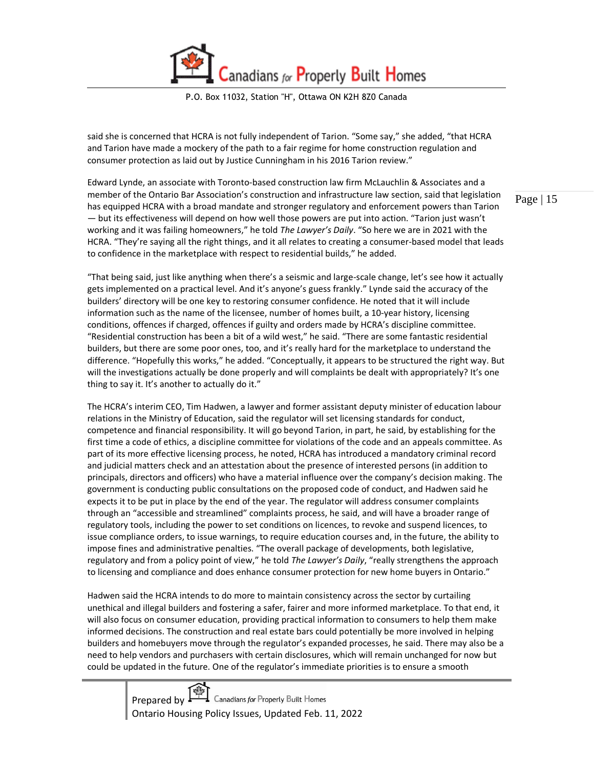said she is concerned that HCRA is not fully independent of Tarion. "Some say," she added, "that HCRA and Tarion have made a mockery of the path to a fair regime for home construction regulation and consumer protection as laid out by Justice Cunningham in his 2016 Tarion review."

Edward Lynde, an associate with Toronto-based construction law firm McLauchlin & Associates and a member of the Ontario Bar Association's construction and infrastructure law section, said that legislation has equipped HCRA with a broad mandate and stronger regulatory and enforcement powers than Tarion — but its effectiveness will depend on how well those powers are put into action. "Tarion just wasn't working and it was failing homeowners," he told *The Lawyer's Daily*. "So here we are in 2021 with the HCRA. "They're saying all the right things, and it all relates to creating a consumer-based model that leads to confidence in the marketplace with respect to residential builds," he added.

"That being said, just like anything when there's a seismic and large-scale change, let's see how it actually gets implemented on a practical level. And it's anyone's guess frankly." Lynde said the accuracy of the builders' directory will be one key to restoring consumer confidence. He noted that it will include information such as the name of the licensee, number of homes built, a 10-year history, licensing conditions, offences if charged, offences if guilty and orders made by HCRA's discipline committee. "Residential construction has been a bit of a wild west," he said. "There are some fantastic residential builders, but there are some poor ones, too, and it's really hard for the marketplace to understand the difference. "Hopefully this works," he added. "Conceptually, it appears to be structured the right way. But will the investigations actually be done properly and will complaints be dealt with appropriately? It's one thing to say it. It's another to actually do it."

The HCRA's interim CEO, Tim Hadwen, a lawyer and former assistant deputy minister of education labour relations in the Ministry of Education, said the regulator will set licensing standards for conduct, competence and financial responsibility. It will go beyond Tarion, in part, he said, by establishing for the first time a code of ethics, a discipline committee for violations of the code and an appeals committee. As part of its more effective licensing process, he noted, HCRA has introduced a mandatory criminal record and judicial matters check and an attestation about the presence of interested persons (in addition to principals, directors and officers) who have a material influence over the company's decision making. The government is conducting public consultations on the proposed code of conduct, and Hadwen said he expects it to be put in place by the end of the year. The regulator will address consumer complaints through an "accessible and streamlined" complaints process, he said, and will have a broader range of regulatory tools, including the power to set conditions on licences, to revoke and suspend licences, to issue compliance orders, to issue warnings, to require education courses and, in the future, the ability to impose fines and administrative penalties. "The overall package of developments, both legislative, regulatory and from a policy point of view," he told *The Lawyer's Daily*, "really strengthens the approach to licensing and compliance and does enhance consumer protection for new home buyers in Ontario."

Hadwen said the HCRA intends to do more to maintain consistency across the sector by curtailing unethical and illegal builders and fostering a safer, fairer and more informed marketplace. To that end, it will also focus on consumer education, providing practical information to consumers to help them make informed decisions. The construction and real estate bars could potentially be more involved in helping builders and homebuyers move through the regulator's expanded processes, he said. There may also be a need to help vendors and purchasers with certain disclosures, which will remain unchanged for now but could be updated in the future. One of the regulator's immediate priorities is to ensure a smooth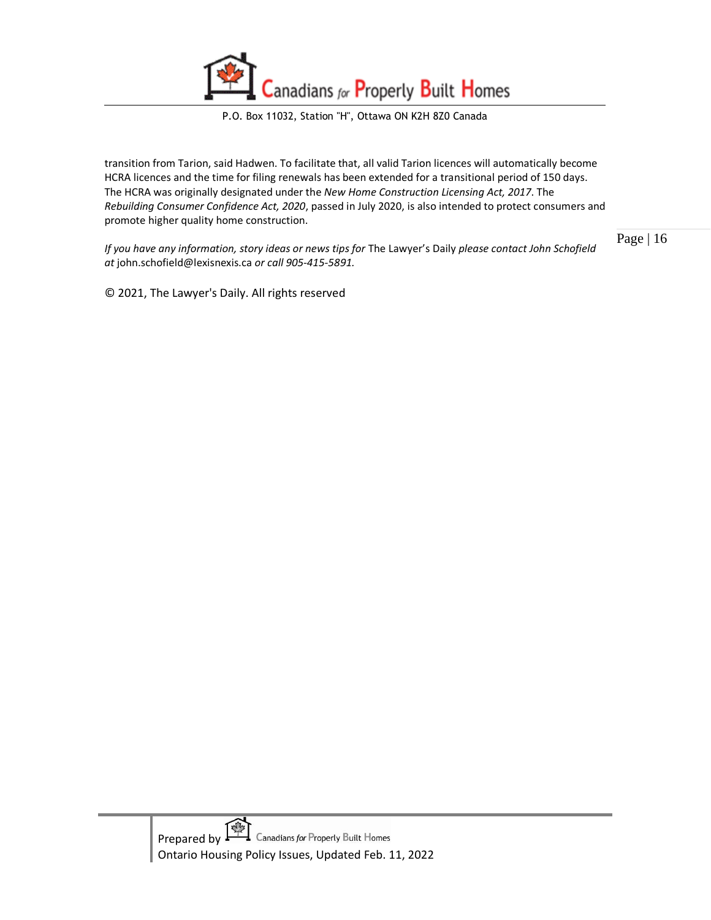transition from Tarion, said Hadwen. To facilitate that, all valid Tarion licences will automatically become HCRA licences and the time for filing renewals has been extended for a transitional period of 150 days. The HCRA was originally designated under the *New Home Construction Licensing Act, 2017*. The *Rebuilding Consumer Confidence Act, 2020*, passed in July 2020, is also intended to protect consumers and promote higher quality home construction.

*If you have any information, story ideas or news tips for* The Lawyer's Daily *please contact John Schofield at* john.schofield@lexisnexis.ca *or call 905-415-5891.*

© 2021, The Lawyer's Daily. All rights reserved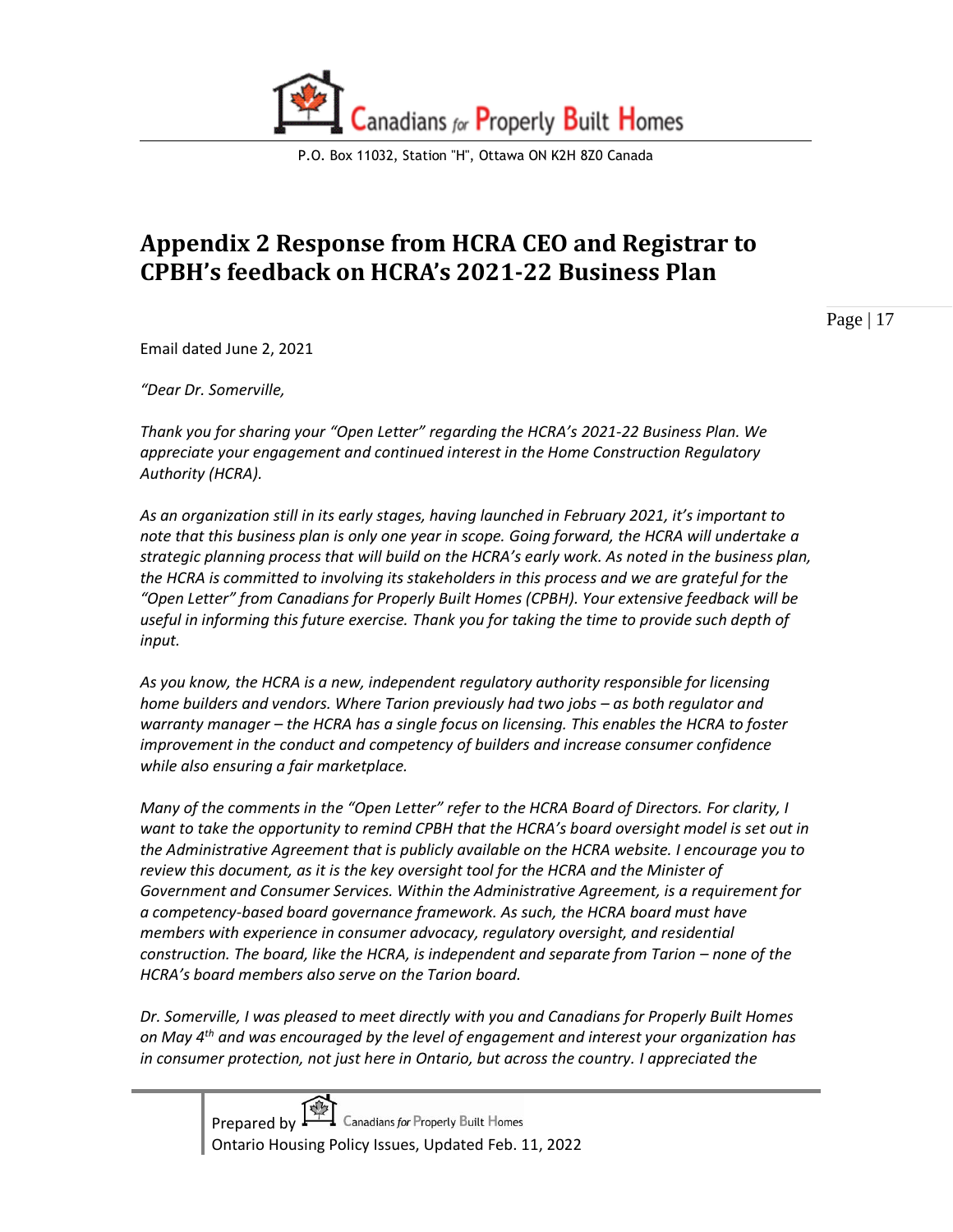# Appendix 2 Response from HCRA CEO and Registrar to CPBH's feedback on HCRA's 2021-22 Business Plan

Email dated June 2, 2021

*"Dear Dr. Somerville,*

*Thank you for sharing your "Open Letter" regarding the HCRA's 2021-22 Business Plan. We appreciate your engagement and continued interest in the Home Construction Regulatory Authority (HCRA).*

*As an organization still in its early stages, having launched in February 2021, it's important to note that this business plan is only one year in scope. Going forward, the HCRA will undertake a strategic planning process that will build on the HCRA's early work. As noted in the business plan, the HCRA is committed to involving its stakeholders in this process and we are grateful for the "Open Letter" from Canadians for Properly Built Homes (CPBH). Your extensive feedback will be useful in informing this future exercise. Thank you for taking the time to provide such depth of input.*

*As you know, the HCRA is a new, independent regulatory authority responsible for licensing home builders and vendors. Where Tarion previously had two jobs – as both regulator and warranty manager – the HCRA has a single focus on licensing. This enables the HCRA to foster improvement in the conduct and competency of builders and increase consumer confidence while also ensuring a fair marketplace.*

*Many of the comments in the "Open Letter" refer to the HCRA Board of Directors. For clarity, I want to take the opportunity to remind CPBH that the HCRA's board oversight model is set out in the Administrative Agreement that is publicly available on the HCRA website. I encourage you to review this document, as it is the key oversight tool for the HCRA and the Minister of Government and Consumer Services. Within the Administrative Agreement, is a requirement for a competency-based board governance framework. As such, the HCRA board must have members with experience in consumer advocacy, regulatory oversight, and residential construction. The board, like the HCRA, is independent and separate from Tarion – none of the HCRA's board members also serve on the Tarion board.*

*Dr. Somerville, I was pleased to meet directly with you and Canadians for Properly Built Homes on May 4th and was encouraged by the level of engagement and interest your organization has in consumer protection, not just here in Ontario, but across the country. I appreciated the*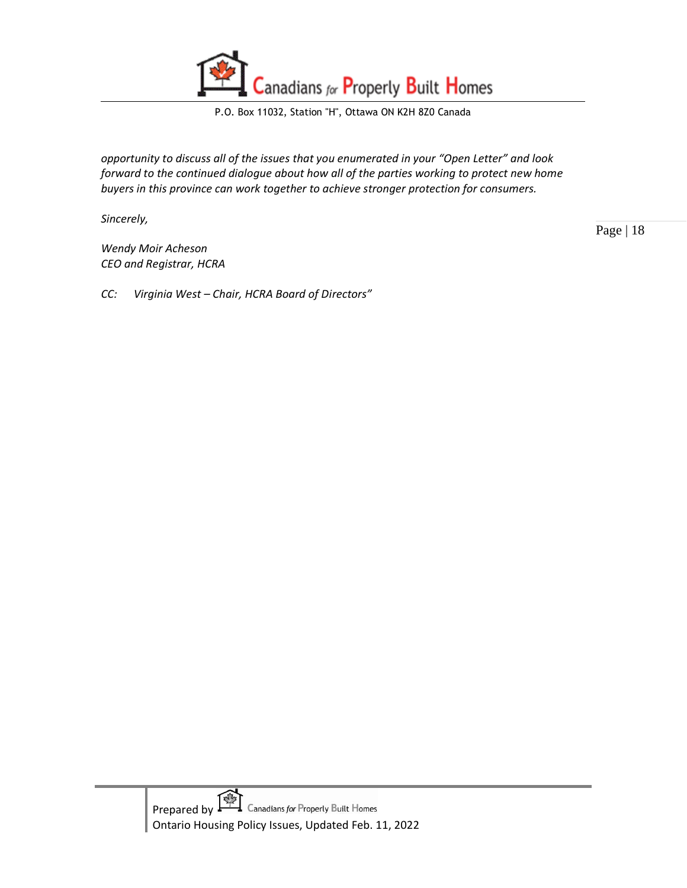*opportunity to discuss all of the issues that you enumerated in your "Open Letter" and look forward to the continued dialogue about how all of the parties working to protect new home buyers in this province can work together to achieve stronger protection for consumers.*

*Sincerely,*

*Wendy Moir Acheson*
*CEO and Registrar, HCRA*

*CC: Virginia West – Chair, HCRA Board of Directors"*